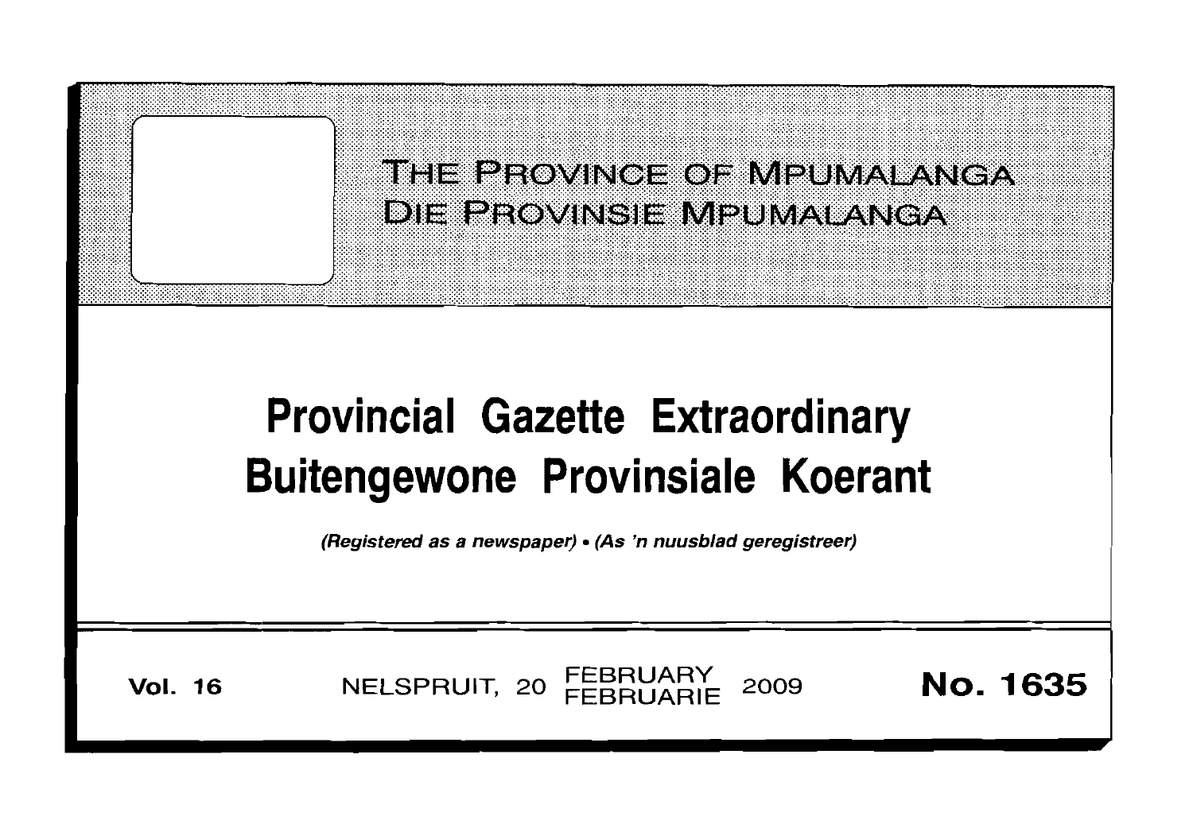THE PROVINCE OF MPUMALANGA
DIE PROVINSIE MPUMALANGA

# Provincial Gazette Extraordinary
# Buitengewone Provinsiale Koerant

*(Registered as a newspaper) • (As 'n nuusblad geregistreer)*

**Vol. 16** NELSPRUIT, 20 FEBRUARY FEBRUARIE 2009 **No. 1635**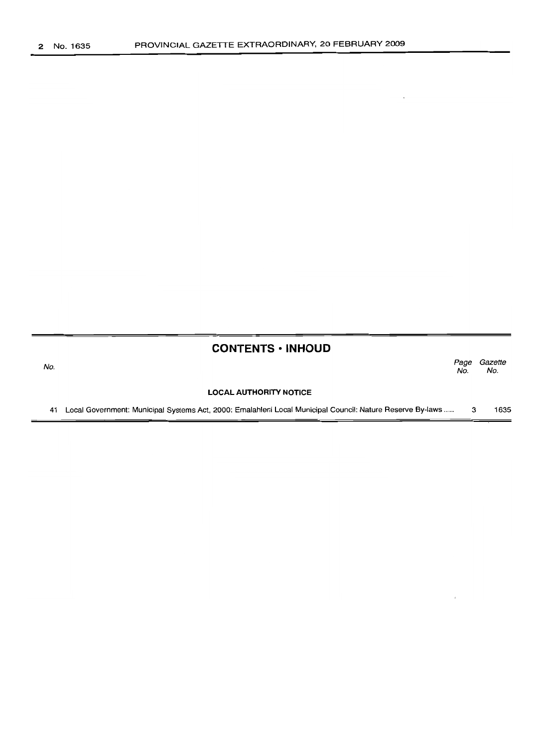## CONTENTS • INHOUD

| No. | | Page No. | Gazette No. |
|---|---|---|---|
| | **LOCAL AUTHORITY NOTICE** | | |
| 41 | Local Government: Municipal Systems Act, 2000: Emalahleni Local Municipal Council: Nature Reserve By-laws ..... | 3 | 1635 |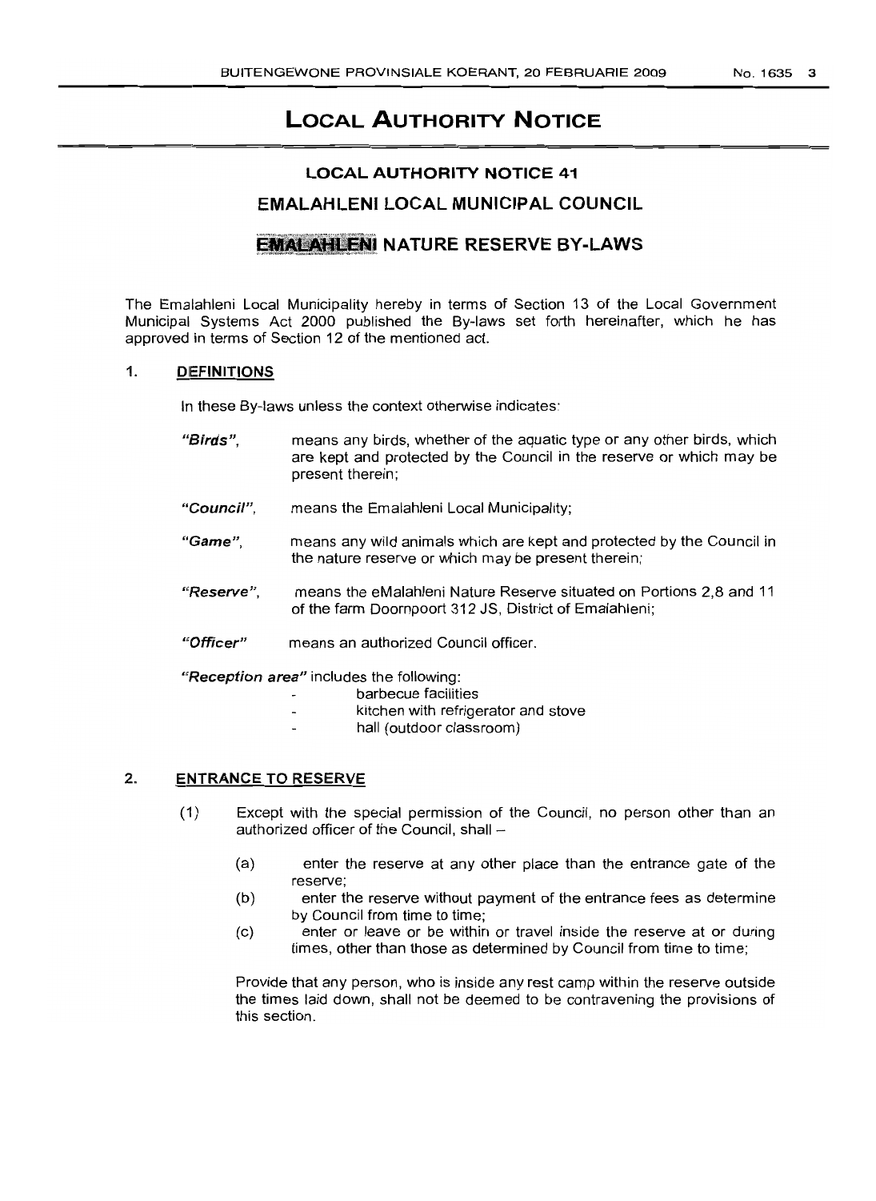# LOCAL AUTHORITY NOTICE

## LOCAL AUTHORITY NOTICE 41

## EMALAHLENI LOCAL MUNICIPAL COUNCIL

## EMALAHLENI NATURE RESERVE BY-LAWS

The Emalahleni Local Municipality hereby in terms of Section 13 of the Local Government Municipal Systems Act 2000 published the By-laws set forth hereinafter, which he has approved in terms of Section 12 of the mentioned act.

### 1. DEFINITIONS

In these By-laws unless the context otherwise indicates:

***"Birds"***, means any birds, whether of the aquatic type or any other birds, which are kept and protected by the Council in the reserve or which may be present therein;

***"Council"***, means the Emalahleni Local Municipality;

***"Game"***, means any wild animals which are kept and protected by the Council in the nature reserve or which may be present therein;

***"Reserve"***, means the eMalahleni Nature Reserve situated on Portions 2,8 and 11 of the farm Doornpoort 312 JS, District of Emalahleni;

***"Officer"*** means an authorized Council officer.

***"Reception area"*** includes the following:

- barbecue facilities
- kitchen with refrigerator and stove
- hall (outdoor classroom)

### 2. ENTRANCE TO RESERVE

(1) Except with the special permission of the Council, no person other than an authorized officer of the Council, shall –

(a) enter the reserve at any other place than the entrance gate of the reserve;

(b) enter the reserve without payment of the entrance fees as determine by Council from time to time;

(c) enter or leave or be within or travel inside the reserve at or during times, other than those as determined by Council from time to time;

Provide that any person, who is inside any rest camp within the reserve outside the times laid down, shall not be deemed to be contravening the provisions of this section.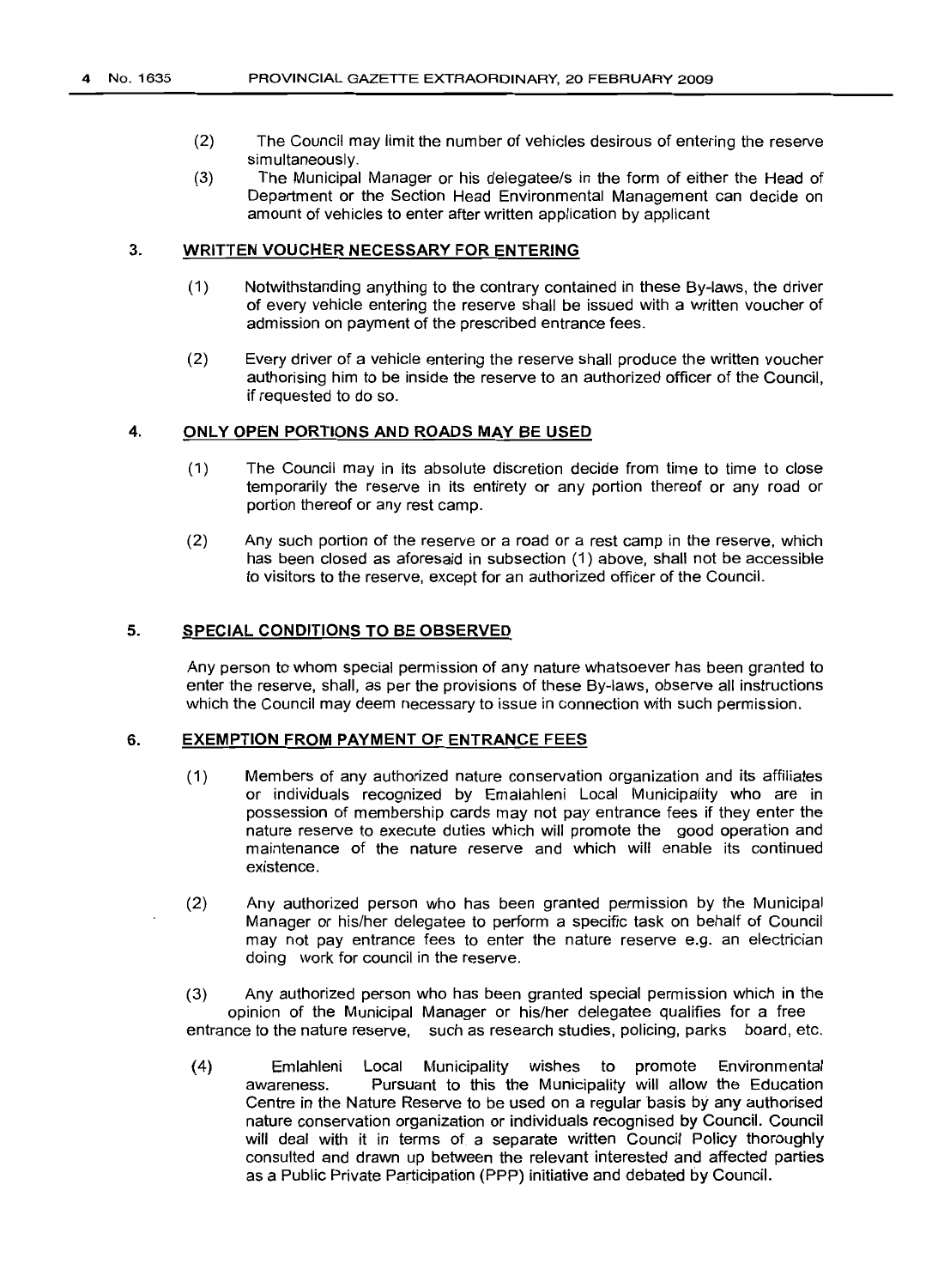(2) The Council may limit the number of vehicles desirous of entering the reserve simultaneously.

(3) The Municipal Manager or his delegatee/s in the form of either the Head of Department or the Section Head Environmental Management can decide on amount of vehicles to enter after written application by applicant

### 3. WRITTEN VOUCHER NECESSARY FOR ENTERING

(1) Notwithstanding anything to the contrary contained in these By-laws, the driver of every vehicle entering the reserve shall be issued with a written voucher of admission on payment of the prescribed entrance fees.

(2) Every driver of a vehicle entering the reserve shall produce the written voucher authorising him to be inside the reserve to an authorized officer of the Council, if requested to do so.

### 4. ONLY OPEN PORTIONS AND ROADS MAY BE USED

(1) The Council may in its absolute discretion decide from time to time to close temporarily the reserve in its entirety or any portion thereof or any road or portion thereof or any rest camp.

(2) Any such portion of the reserve or a road or a rest camp in the reserve, which has been closed as aforesaid in subsection (1) above, shall not be accessible to visitors to the reserve, except for an authorized officer of the Council.

### 5. SPECIAL CONDITIONS TO BE OBSERVED

Any person to whom special permission of any nature whatsoever has been granted to enter the reserve, shall, as per the provisions of these By-laws, observe all instructions which the Council may deem necessary to issue in connection with such permission.

### 6. EXEMPTION FROM PAYMENT OF ENTRANCE FEES

(1) Members of any authorized nature conservation organization and its affiliates or individuals recognized by Emalahleni Local Municipality who are in possession of membership cards may not pay entrance fees if they enter the nature reserve to execute duties which will promote the good operation and maintenance of the nature reserve and which will enable its continued existence.

(2) Any authorized person who has been granted permission by the Municipal Manager or his/her delegatee to perform a specific task on behalf of Council may not pay entrance fees to enter the nature reserve e.g. an electrician doing work for council in the reserve.

(3) Any authorized person who has been granted special permission which in the opinion of the Municipal Manager or his/her delegatee qualifies for a free entrance to the nature reserve, such as research studies, policing, parks board, etc.

(4) Emlahleni Local Municipality wishes to promote Environmental awareness. Pursuant to this the Municipality will allow the Education Centre in the Nature Reserve to be used on a regular basis by any authorised nature conservation organization or individuals recognised by Council. Council will deal with it in terms of a separate written Council Policy thoroughly consulted and drawn up between the relevant interested and affected parties as a Public Private Participation (PPP) initiative and debated by Council.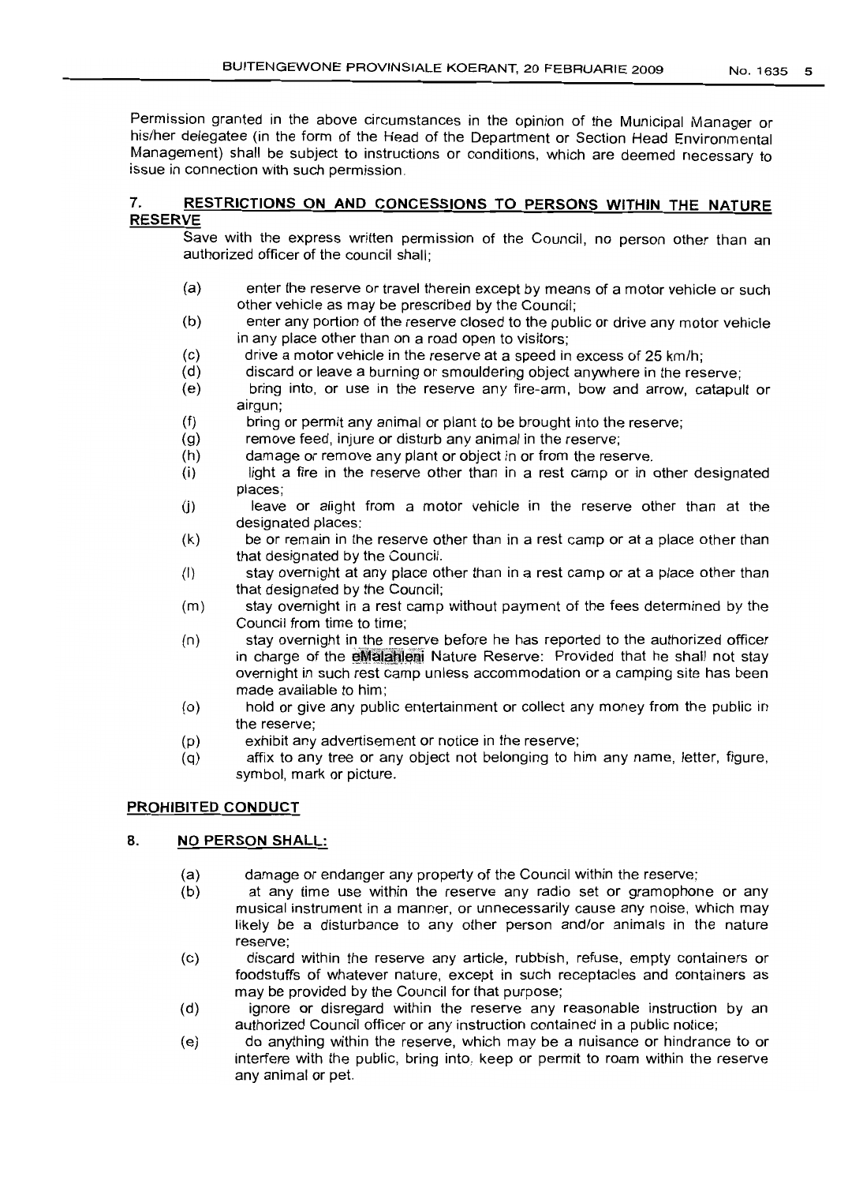Permission granted in the above circumstances in the opinion of the Municipal Manager or his/her delegatee (in the form of the Head of the Department or Section Head Environmental Management) shall be subject to instructions or conditions, which are deemed necessary to issue in connection with such permission.

## 7. RESTRICTIONS ON AND CONCESSIONS TO PERSONS WITHIN THE NATURE RESERVE

Save with the express written permission of the Council, no person other than an authorized officer of the council shall;

(a) enter the reserve or travel therein except by means of a motor vehicle or such other vehicle as may be prescribed by the Council;

(b) enter any portion of the reserve closed to the public or drive any motor vehicle in any place other than on a road open to visitors;

(c) drive a motor vehicle in the reserve at a speed in excess of 25 km/h;

(d) discard or leave a burning or smouldering object anywhere in the reserve;

(e) bring into, or use in the reserve any fire-arm, bow and arrow, catapult or airgun;

(f) bring or permit any animal or plant to be brought into the reserve;

(g) remove feed, injure or disturb any animal in the reserve;

(h) damage or remove any plant or object in or from the reserve.

(i) light a fire in the reserve other than in a rest camp or in other designated places;

(j) leave or alight from a motor vehicle in the reserve other than at the designated places:

(k) be or remain in the reserve other than in a rest camp or at a place other than that designated by the Council.

(l) stay overnight at any place other than in a rest camp or at a place other than that designated by the Council;

(m) stay overnight in a rest camp without payment of the fees determined by the Council from time to time;

(n) stay overnight in the reserve before he has reported to the authorized officer in charge of the eMalahleni Nature Reserve: Provided that he shall not stay overnight in such rest camp unless accommodation or a camping site has been made available to him;

(o) hold or give any public entertainment or collect any money from the public in the reserve;

(p) exhibit any advertisement or notice in the reserve;

(q) affix to any tree or any object not belonging to him any name, letter, figure, symbol, mark or picture.

### PROHIBITED CONDUCT

## 8. NO PERSON SHALL:

(a) damage or endanger any property of the Council within the reserve;

(b) at any time use within the reserve any radio set or gramophone or any musical instrument in a manner, or unnecessarily cause any noise, which may likely be a disturbance to any other person and/or animals in the nature reserve;

(c) discard within the reserve any article, rubbish, refuse, empty containers or foodstuffs of whatever nature, except in such receptacles and containers as may be provided by the Council for that purpose;

(d) ignore or disregard within the reserve any reasonable instruction by an authorized Council officer or any instruction contained in a public notice;

(e) do anything within the reserve, which may be a nuisance or hindrance to or interfere with the public, bring into, keep or permit to roam within the reserve any animal or pet.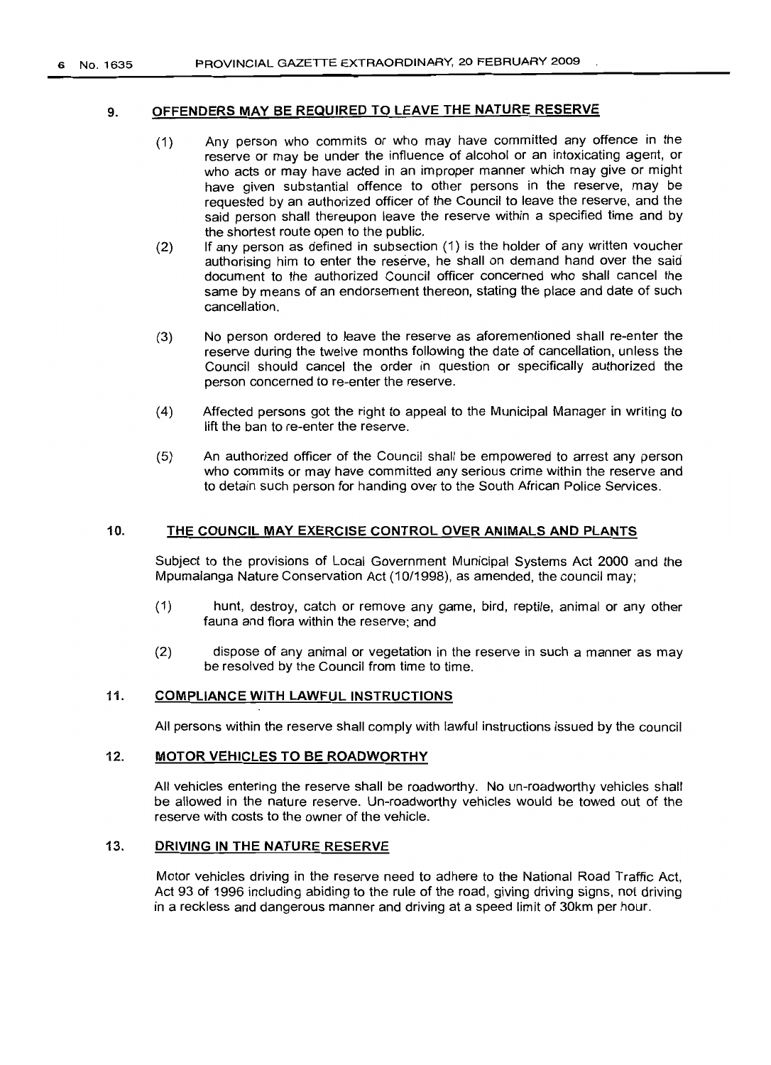## 9. OFFENDERS MAY BE REQUIRED TO LEAVE THE NATURE RESERVE

(1) Any person who commits or who may have committed any offence in the reserve or may be under the influence of alcohol or an intoxicating agent, or who acts or may have acted in an improper manner which may give or might have given substantial offence to other persons in the reserve, may be requested by an authorized officer of the Council to leave the reserve, and the said person shall thereupon leave the reserve within a specified time and by the shortest route open to the public.

(2) If any person as defined in subsection (1) is the holder of any written voucher authorising him to enter the reserve, he shall on demand hand over the said document to the authorized Council officer concerned who shall cancel the same by means of an endorsement thereon, stating the place and date of such cancellation.

(3) No person ordered to leave the reserve as aforementioned shall re-enter the reserve during the twelve months following the date of cancellation, unless the Council should cancel the order in question or specifically authorized the person concerned to re-enter the reserve.

(4) Affected persons got the right to appeal to the Municipal Manager in writing to lift the ban to re-enter the reserve.

(5) An authorized officer of the Council shall be empowered to arrest any person who commits or may have committed any serious crime within the reserve and to detain such person for handing over to the South African Police Services.

## 10. THE COUNCIL MAY EXERCISE CONTROL OVER ANIMALS AND PLANTS

Subject to the provisions of Local Government Municipal Systems Act 2000 and the Mpumalanga Nature Conservation Act (10/1998), as amended, the council may;

(1) hunt, destroy, catch or remove any game, bird, reptile, animal or any other fauna and flora within the reserve; and

(2) dispose of any animal or vegetation in the reserve in such a manner as may be resolved by the Council from time to time.

## 11. COMPLIANCE WITH LAWFUL INSTRUCTIONS

All persons within the reserve shall comply with lawful instructions issued by the council

## 12. MOTOR VEHICLES TO BE ROADWORTHY

All vehicles entering the reserve shall be roadworthy. No un-roadworthy vehicles shall be allowed in the nature reserve. Un-roadworthy vehicles would be towed out of the reserve with costs to the owner of the vehicle.

## 13. DRIVING IN THE NATURE RESERVE

Motor vehicles driving in the reserve need to adhere to the National Road Traffic Act, Act 93 of 1996 including abiding to the rule of the road, giving driving signs, not driving in a reckless and dangerous manner and driving at a speed limit of 30km per hour.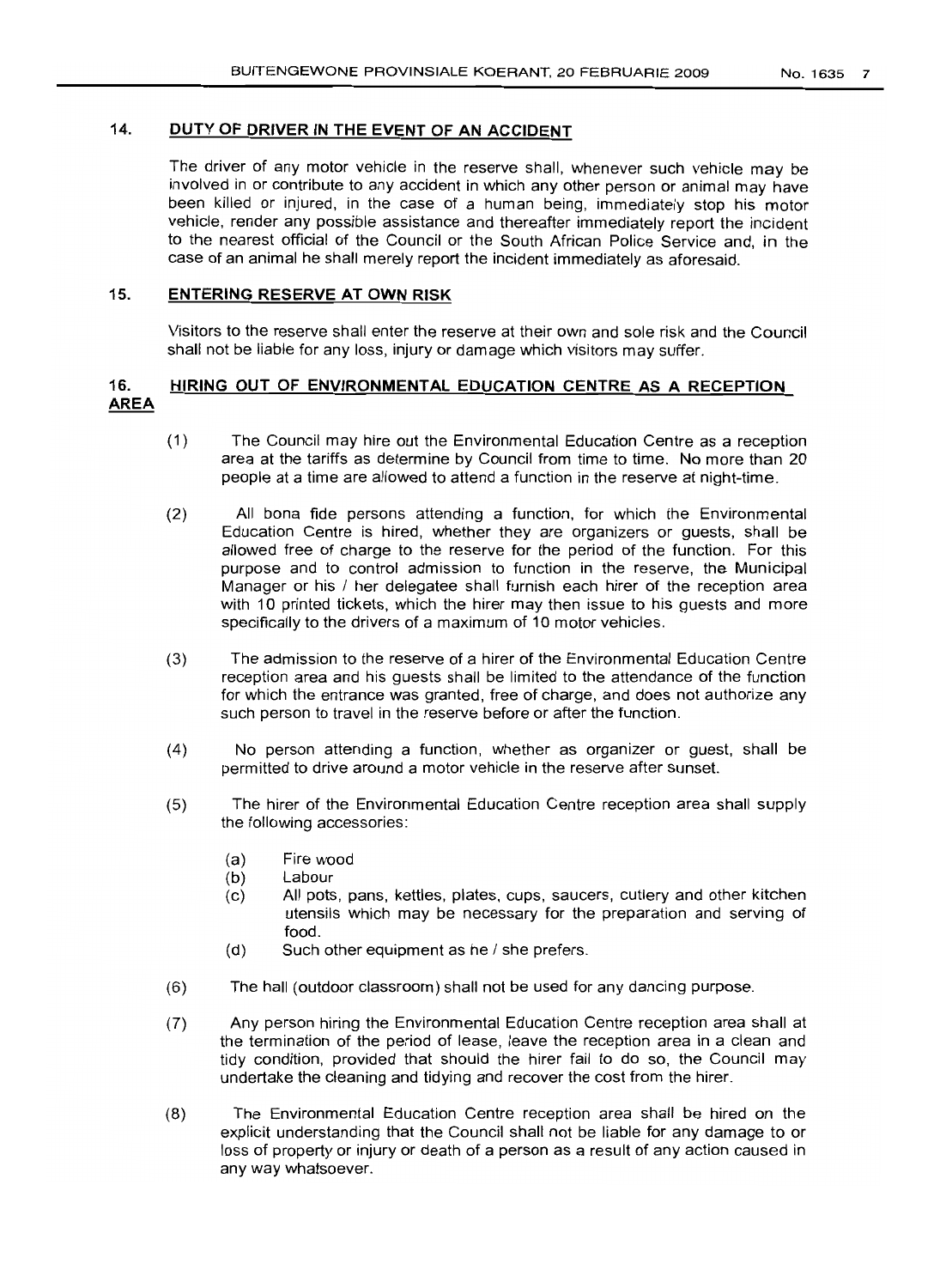## 14. DUTY OF DRIVER IN THE EVENT OF AN ACCIDENT

The driver of any motor vehicle in the reserve shall, whenever such vehicle may be involved in or contribute to any accident in which any other person or animal may have been killed or injured, in the case of a human being, immediately stop his motor vehicle, render any possible assistance and thereafter immediately report the incident to the nearest official of the Council or the South African Police Service and, in the case of an animal he shall merely report the incident immediately as aforesaid.

## 15. ENTERING RESERVE AT OWN RISK

Visitors to the reserve shall enter the reserve at their own and sole risk and the Council shall not be liable for any loss, injury or damage which visitors may suffer.

## 16. HIRING OUT OF ENVIRONMENTAL EDUCATION CENTRE AS A RECEPTION AREA

(1) The Council may hire out the Environmental Education Centre as a reception area at the tariffs as determine by Council from time to time. No more than 20 people at a time are allowed to attend a function in the reserve at night-time.

(2) All bona fide persons attending a function, for which the Environmental Education Centre is hired, whether they are organizers or guests, shall be allowed free of charge to the reserve for the period of the function. For this purpose and to control admission to function in the reserve, the Municipal Manager or his / her delegatee shall furnish each hirer of the reception area with 10 printed tickets, which the hirer may then issue to his guests and more specifically to the drivers of a maximum of 10 motor vehicles.

(3) The admission to the reserve of a hirer of the Environmental Education Centre reception area and his guests shall be limited to the attendance of the function for which the entrance was granted, free of charge, and does not authorize any such person to travel in the reserve before or after the function.

(4) No person attending a function, whether as organizer or guest, shall be permitted to drive around a motor vehicle in the reserve after sunset.

(5) The hirer of the Environmental Education Centre reception area shall supply the following accessories:

(a) Fire wood
(b) Labour
(c) All pots, pans, kettles, plates, cups, saucers, cutlery and other kitchen utensils which may be necessary for the preparation and serving of food.
(d) Such other equipment as he / she prefers.

(6) The hall (outdoor classroom) shall not be used for any dancing purpose.

(7) Any person hiring the Environmental Education Centre reception area shall at the termination of the period of lease, leave the reception area in a clean and tidy condition, provided that should the hirer fail to do so, the Council may undertake the cleaning and tidying and recover the cost from the hirer.

(8) The Environmental Education Centre reception area shall be hired on the explicit understanding that the Council shall not be liable for any damage to or loss of property or injury or death of a person as a result of any action caused in any way whatsoever.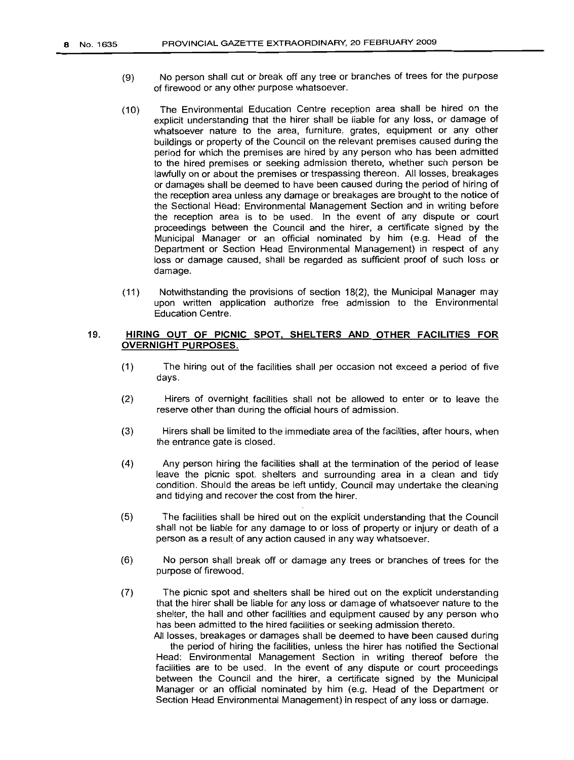(9) No person shall cut or break off any tree or branches of trees for the purpose of firewood or any other purpose whatsoever.

(10) The Environmental Education Centre reception area shall be hired on the explicit understanding that the hirer shall be liable for any loss, or damage of whatsoever nature to the area, furniture, grates, equipment or any other buildings or property of the Council on the relevant premises caused during the period for which the premises are hired by any person who has been admitted to the hired premises or seeking admission thereto, whether such person be lawfully on or about the premises or trespassing thereon. All losses, breakages or damages shall be deemed to have been caused during the period of hiring of the reception area unless any damage or breakages are brought to the notice of the Sectional Head: Environmental Management Section and in writing before the reception area is to be used. In the event of any dispute or court proceedings between the Council and the hirer, a certificate signed by the Municipal Manager or an official nominated by him (e.g. Head of the Department or Section Head Environmental Management) in respect of any loss or damage caused, shall be regarded as sufficient proof of such loss or damage.

(11) Notwithstanding the provisions of section 18(2), the Municipal Manager may upon written application authorize free admission to the Environmental Education Centre.

## 19. HIRING OUT OF PICNIC SPOT, SHELTERS AND OTHER FACILITIES FOR OVERNIGHT PURPOSES.

(1) The hiring out of the facilities shall per occasion not exceed a period of five days.

(2) Hirers of overnight facilities shall not be allowed to enter or to leave the reserve other than during the official hours of admission.

(3) Hirers shall be limited to the immediate area of the facilities, after hours, when the entrance gate is closed.

(4) Any person hiring the facilities shall at the termination of the period of lease leave the picnic spot, shelters and surrounding area in a clean and tidy condition. Should the areas be left untidy, Council may undertake the cleaning and tidying and recover the cost from the hirer.

(5) The facilities shall be hired out on the explicit understanding that the Council shall not be liable for any damage to or loss of property or injury or death of a person as a result of any action caused in any way whatsoever.

(6) No person shall break off or damage any trees or branches of trees for the purpose of firewood.

(7) The picnic spot and shelters shall be hired out on the explicit understanding that the hirer shall be liable for any loss or damage of whatsoever nature to the shelter, the hall and other facilities and equipment caused by any person who has been admitted to the hired facilities or seeking admission thereto.
All losses, breakages or damages shall be deemed to have been caused during the period of hiring the facilities, unless the hirer has notified the Sectional Head: Environmental Management Section in writing thereof before the facilities are to be used. In the event of any dispute or court proceedings between the Council and the hirer, a certificate signed by the Municipal Manager or an official nominated by him (e.g. Head of the Department or Section Head Environmental Management) in respect of any loss or damage.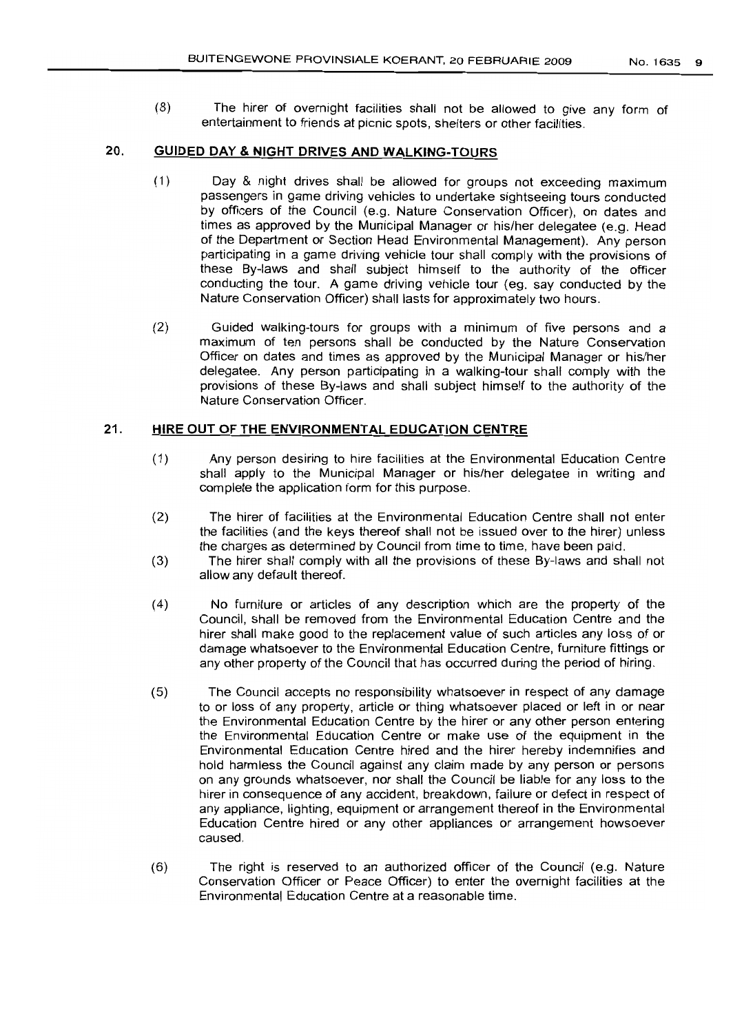(8) The hirer of overnight facilities shall not be allowed to give any form of entertainment to friends at picnic spots, shelters or other facilities.

## 20. GUIDED DAY & NIGHT DRIVES AND WALKING-TOURS

(1) Day & night drives shall be allowed for groups not exceeding maximum passengers in game driving vehicles to undertake sightseeing tours conducted by officers of the Council (e.g. Nature Conservation Officer), on dates and times as approved by the Municipal Manager or his/her delegatee (e.g. Head of the Department or Section Head Environmental Management). Any person participating in a game driving vehicle tour shall comply with the provisions of these By-laws and shall subject himself to the authority of the officer conducting the tour. A game driving vehicle tour (eg. say conducted by the Nature Conservation Officer) shall lasts for approximately two hours.

(2) Guided walking-tours for groups with a minimum of five persons and a maximum of ten persons shall be conducted by the Nature Conservation Officer on dates and times as approved by the Municipal Manager or his/her delegatee. Any person participating in a walking-tour shall comply with the provisions of these By-laws and shall subject himself to the authority of the Nature Conservation Officer.

## 21. HIRE OUT OF THE ENVIRONMENTAL EDUCATION CENTRE

(1) Any person desiring to hire facilities at the Environmental Education Centre shall apply to the Municipal Manager or his/her delegatee in writing and complete the application form for this purpose.

(2) The hirer of facilities at the Environmental Education Centre shall not enter the facilities (and the keys thereof shall not be issued over to the hirer) unless the charges as determined by Council from time to time, have been paid.

(3) The hirer shall comply with all the provisions of these By-laws and shall not allow any default thereof.

(4) No furniture or articles of any description which are the property of the Council, shall be removed from the Environmental Education Centre and the hirer shall make good to the replacement value of such articles any loss of or damage whatsoever to the Environmental Education Centre, furniture fittings or any other property of the Council that has occurred during the period of hiring.

(5) The Council accepts no responsibility whatsoever in respect of any damage to or loss of any property, article or thing whatsoever placed or left in or near the Environmental Education Centre by the hirer or any other person entering the Environmental Education Centre or make use of the equipment in the Environmental Education Centre hired and the hirer hereby indemnifies and hold harmless the Council against any claim made by any person or persons on any grounds whatsoever, nor shall the Council be liable for any loss to the hirer in consequence of any accident, breakdown, failure or defect in respect of any appliance, lighting, equipment or arrangement thereof in the Environmental Education Centre hired or any other appliances or arrangement howsoever caused.

(6) The right is reserved to an authorized officer of the Council (e.g. Nature Conservation Officer or Peace Officer) to enter the overnight facilities at the Environmental Education Centre at a reasonable time.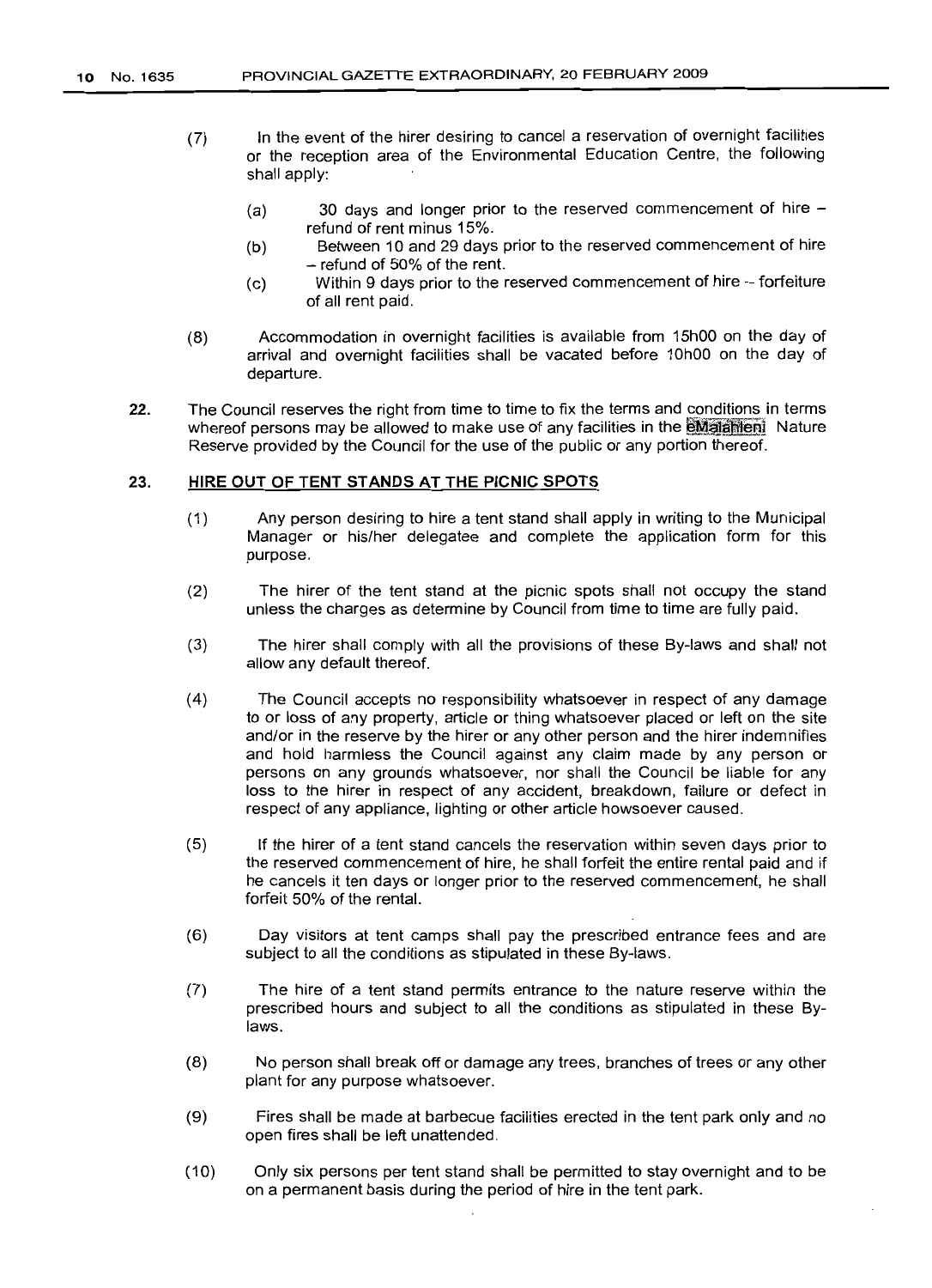(7) In the event of the hirer desiring to cancel a reservation of overnight facilities or the reception area of the Environmental Education Centre, the following shall apply:

(a) 30 days and longer prior to the reserved commencement of hire – refund of rent minus 15%.

(b) Between 10 and 29 days prior to the reserved commencement of hire – refund of 50% of the rent.

(c) Within 9 days prior to the reserved commencement of hire -- forfeiture of all rent paid.

(8) Accommodation in overnight facilities is available from 15h00 on the day of arrival and overnight facilities shall be vacated before 10h00 on the day of departure.

**22.** The Council reserves the right from time to time to fix the terms and conditions in terms whereof persons may be allowed to make use of any facilities in the eMalahleni Nature Reserve provided by the Council for the use of the public or any portion thereof.

## 23. HIRE OUT OF TENT STANDS AT THE PICNIC SPOTS

(1) Any person desiring to hire a tent stand shall apply in writing to the Municipal Manager or his/her delegatee and complete the application form for this purpose.

(2) The hirer of the tent stand at the picnic spots shall not occupy the stand unless the charges as determine by Council from time to time are fully paid.

(3) The hirer shall comply with all the provisions of these By-laws and shall not allow any default thereof.

(4) The Council accepts no responsibility whatsoever in respect of any damage to or loss of any property, article or thing whatsoever placed or left on the site and/or in the reserve by the hirer or any other person and the hirer indemnifies and hold harmless the Council against any claim made by any person or persons on any grounds whatsoever, nor shall the Council be liable for any loss to the hirer in respect of any accident, breakdown, failure or defect in respect of any appliance, lighting or other article howsoever caused.

(5) If the hirer of a tent stand cancels the reservation within seven days prior to the reserved commencement of hire, he shall forfeit the entire rental paid and if he cancels it ten days or longer prior to the reserved commencement, he shall forfeit 50% of the rental.

(6) Day visitors at tent camps shall pay the prescribed entrance fees and are subject to all the conditions as stipulated in these By-laws.

(7) The hire of a tent stand permits entrance to the nature reserve within the prescribed hours and subject to all the conditions as stipulated in these By-laws.

(8) No person shall break off or damage any trees, branches of trees or any other plant for any purpose whatsoever.

(9) Fires shall be made at barbecue facilities erected in the tent park only and no open fires shall be left unattended.

(10) Only six persons per tent stand shall be permitted to stay overnight and to be on a permanent basis during the period of hire in the tent park.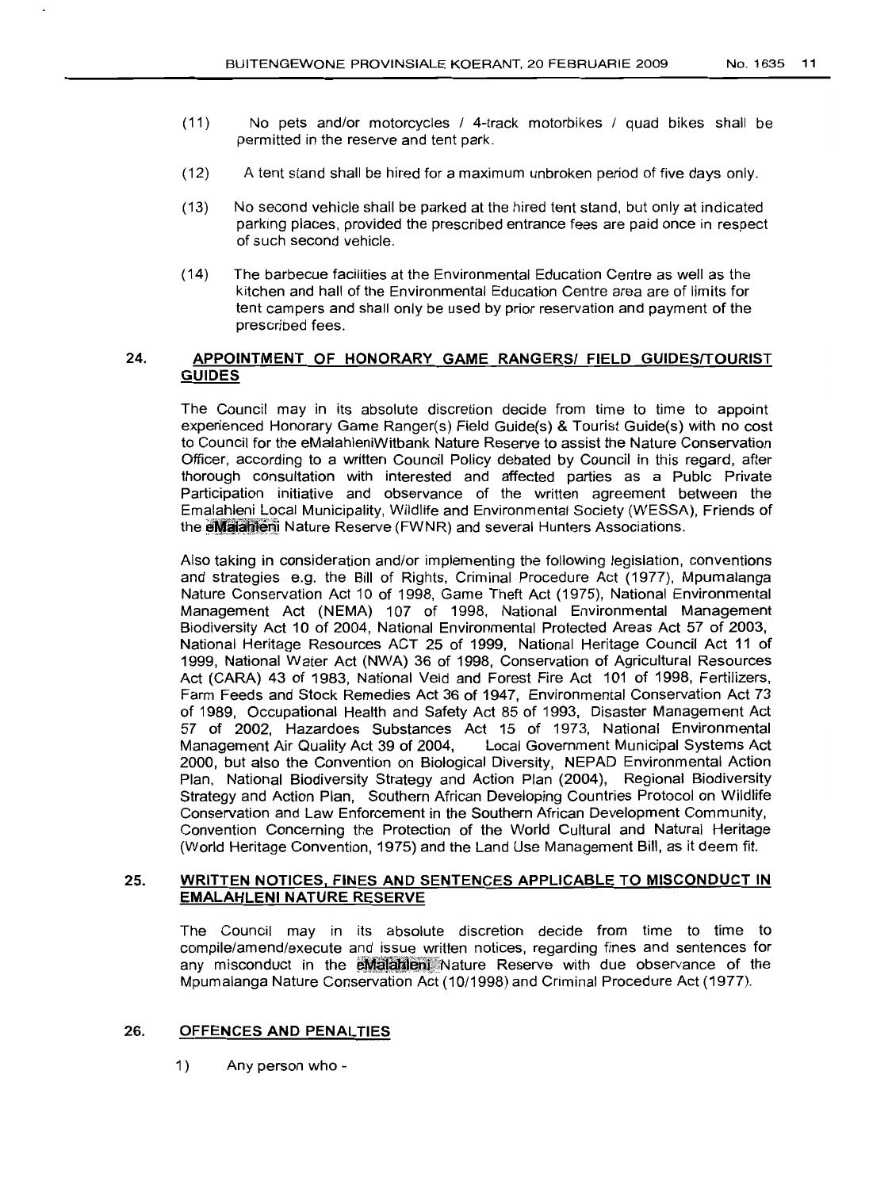(11) No pets and/or motorcycles / 4-track motorbikes / quad bikes shall be permitted in the reserve and tent park.

(12) A tent stand shall be hired for a maximum unbroken period of five days only.

(13) No second vehicle shall be parked at the hired tent stand, but only at indicated parking places, provided the prescribed entrance fees are paid once in respect of such second vehicle.

(14) The barbecue facilities at the Environmental Education Centre as well as the kitchen and hall of the Environmental Education Centre area are of limits for tent campers and shall only be used by prior reservation and payment of the prescribed fees.

## 24. APPOINTMENT OF HONORARY GAME RANGERS/ FIELD GUIDES/TOURIST GUIDES

The Council may in its absolute discretion decide from time to time to appoint experienced Honorary Game Ranger(s) Field Guide(s) & Tourist Guide(s) with no cost to Council for the eMalahleniWitbank Nature Reserve to assist the Nature Conservation Officer, according to a written Council Policy debated by Council in this regard, after thorough consultation with interested and affected parties as a Publc Private Participation initiative and observance of the written agreement between the Emalahleni Local Municipality, Wildlife and Environmental Society (WESSA), Friends of the eMalahleni Nature Reserve (FWNR) and several Hunters Associations.

Also taking in consideration and/or implementing the following legislation, conventions and strategies e.g. the Bill of Rights, Criminal Procedure Act (1977), Mpumalanga Nature Conservation Act 10 of 1998, Game Theft Act (1975), National Environmental Management Act (NEMA) 107 of 1998, National Environmental Management Biodiversity Act 10 of 2004, National Environmental Protected Areas Act 57 of 2003, National Heritage Resources ACT 25 of 1999, National Heritage Council Act 11 of 1999, National Water Act (NWA) 36 of 1998, Conservation of Agricultural Resources Act (CARA) 43 of 1983, National Veld and Forest Fire Act 101 of 1998, Fertilizers, Farm Feeds and Stock Remedies Act 36 of 1947, Environmental Conservation Act 73 of 1989, Occupational Health and Safety Act 85 of 1993, Disaster Management Act 57 of 2002, Hazardoes Substances Act 15 of 1973, National Environmental Management Air Quality Act 39 of 2004, Local Government Municipal Systems Act 2000, but also the Convention on Biological Diversity, NEPAD Environmental Action Plan, National Biodiversity Strategy and Action Plan (2004), Regional Biodiversity Strategy and Action Plan, Southern African Developing Countries Protocol on Wildlife Conservation and Law Enforcement in the Southern African Development Community, Convention Concerning the Protection of the World Cultural and Natural Heritage (World Heritage Convention, 1975) and the Land Use Management Bill, as it deem fit.

## 25. WRITTEN NOTICES, FINES AND SENTENCES APPLICABLE TO MISCONDUCT IN EMALAHLENI NATURE RESERVE

The Council may in its absolute discretion decide from time to time to compile/amend/execute and issue written notices, regarding fines and sentences for any misconduct in the eMalahleni Nature Reserve with due observance of the Mpumalanga Nature Conservation Act (10/1998) and Criminal Procedure Act (1977).

## 26. OFFENCES AND PENALTIES

1) Any person who -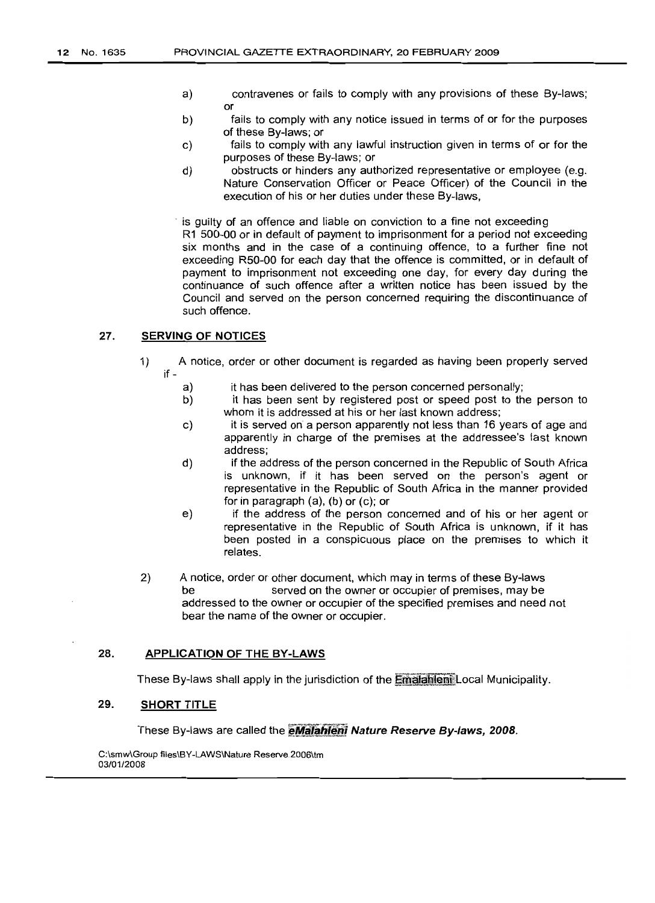a) contravenes or fails to comply with any provisions of these By-laws; or
b) fails to comply with any notice issued in terms of or for the purposes of these By-laws; or
c) fails to comply with any lawful instruction given in terms of or for the purposes of these By-laws; or
d) obstructs or hinders any authorized representative or employee (e.g. Nature Conservation Officer or Peace Officer) of the Council in the execution of his or her duties under these By-laws,

is guilty of an offence and liable on conviction to a fine not exceeding R1 500-00 or in default of payment to imprisonment for a period not exceeding six months and in the case of a continuing offence, to a further fine not exceeding R50-00 for each day that the offence is committed, or in default of payment to imprisonment not exceeding one day, for every day during the continuance of such offence after a written notice has been issued by the Council and served on the person concerned requiring the discontinuance of such offence.

## 27. SERVING OF NOTICES

1) A notice, order or other document is regarded as having been properly served if -
   a) it has been delivered to the person concerned personally;
   b) it has been sent by registered post or speed post to the person to whom it is addressed at his or her last known address;
   c) it is served on a person apparently not less than 16 years of age and apparently in charge of the premises at the addressee's last known address;
   d) if the address of the person concerned in the Republic of South Africa is unknown, if it has been served on the person's agent or representative in the Republic of South Africa in the manner provided for in paragraph (a), (b) or (c); or
   e) if the address of the person concerned and of his or her agent or representative in the Republic of South Africa is unknown, if it has been posted in a conspicuous place on the premises to which it relates.

2) A notice, order or other document, which may in terms of these By-laws be served on the owner or occupier of premises, may be addressed to the owner or occupier of the specified premises and need not bear the name of the owner or occupier.

## 28. APPLICATION OF THE BY-LAWS

These By-laws shall apply in the jurisdiction of the Emalahleni Local Municipality.

## 29. SHORT TITLE

These By-laws are called the ***eMalahleni Nature Reserve By-laws, 2008.***

C:\smw\Group files\BY-LAWS\Nature Reserve 2006\tm
03/01/2008